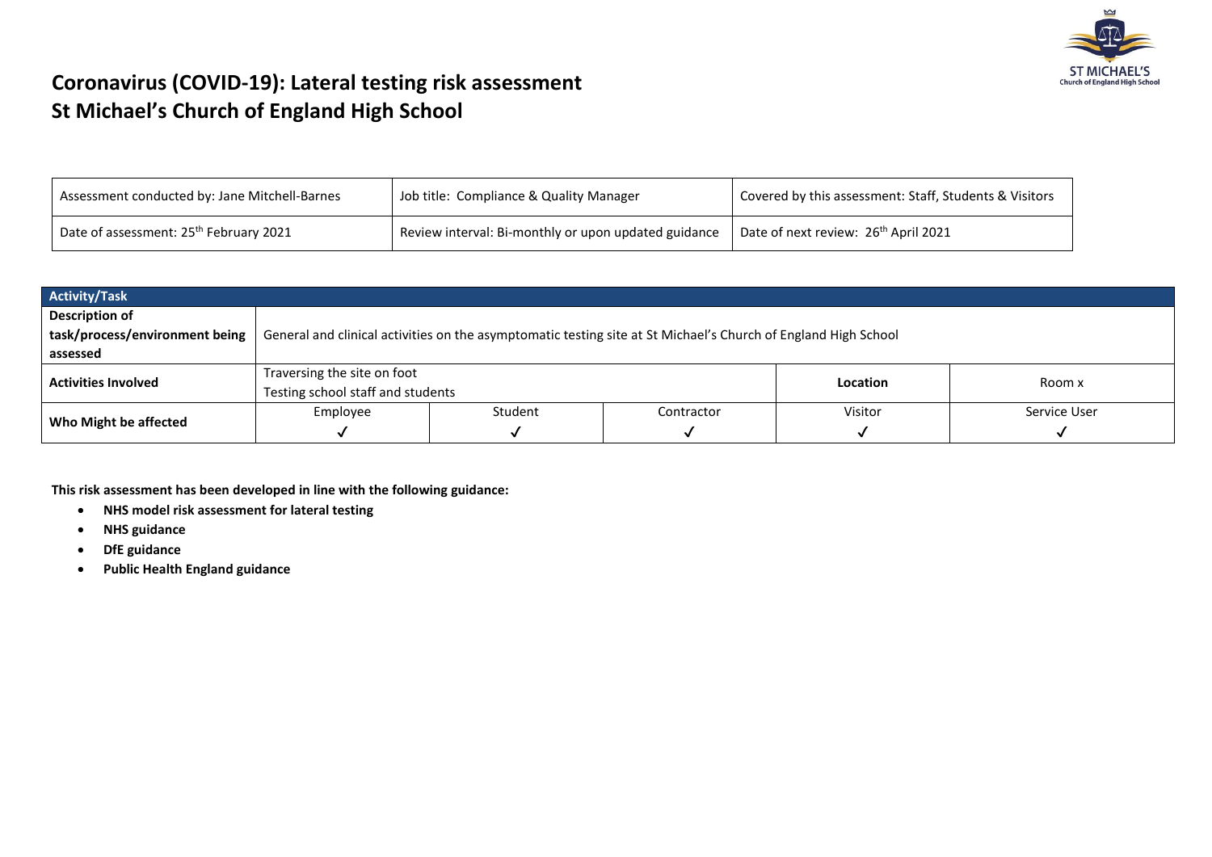# Coronavirus (COVID-19): Lateral testing risk assessment
# St Michael's Church of England High School

| Assessment conducted by: Jane Mitchell-Barnes | Job title: Compliance & Quality Manager | Covered by this assessment: Staff, Students & Visitors |
|---|---|---|
| Date of assessment: 25th February 2021 | Review interval: Bi-monthly or upon updated guidance | Date of next review: 26th April 2021 |

| **Activity/Task** | | | | | |
|---|---|---|---|---|---|
| **Description of task/process/environment being assessed** | General and clinical activities on the asymptomatic testing site at St Michael's Church of England High School | | | | |
| **Activities Involved** | Traversing the site on foot<br>Testing school staff and students | | | **Location** | Room x |
| **Who Might be affected** | Employee<br>✓ | Student<br>✓ | Contractor<br>✓ | Visitor<br>✓ | Service User<br>✓ |

**This risk assessment has been developed in line with the following guidance:**

- **NHS model risk assessment for lateral testing**
- **NHS guidance**
- **DfE guidance**
- **Public Health England guidance**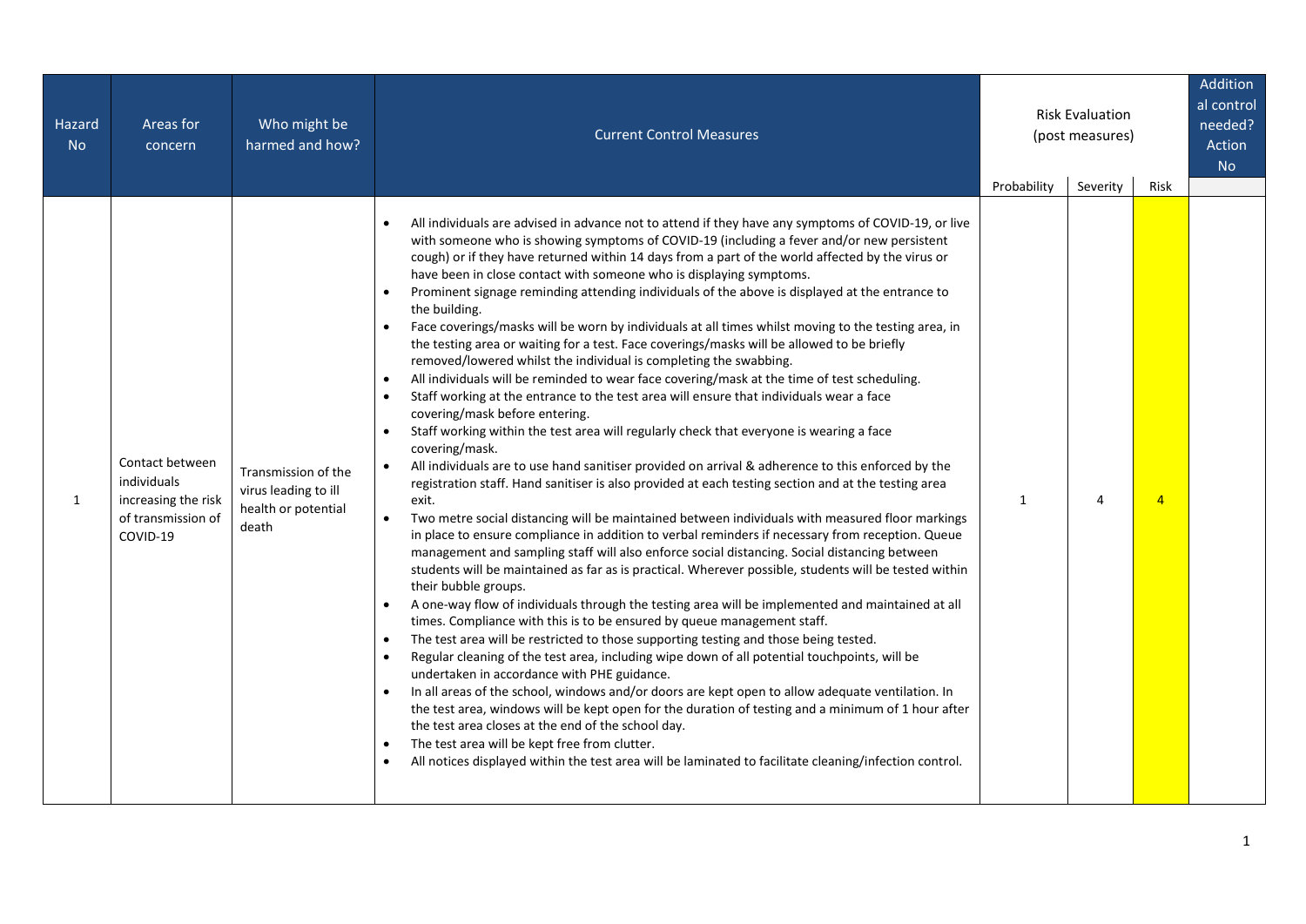| Hazard No | Areas for concern | Who might be harmed and how? | Current Control Measures | Risk Evaluation (post measures) | | | Additional control needed? Action No |
|---|---|---|---|---|---|---|---|
| | | | | Probability | Severity | Risk | |
| 1 | Contact between individuals increasing the risk of transmission of COVID-19 | Transmission of the virus leading to ill health or potential death | • All individuals are advised in advance not to attend if they have any symptoms of COVID-19, or live with someone who is showing symptoms of COVID-19 (including a fever and/or new persistent cough) or if they have returned within 14 days from a part of the world affected by the virus or have been in close contact with someone who is displaying symptoms.<br>• Prominent signage reminding attending individuals of the above is displayed at the entrance to the building.<br>• Face coverings/masks will be worn by individuals at all times whilst moving to the testing area, in the testing area or waiting for a test. Face coverings/masks will be allowed to be briefly removed/lowered whilst the individual is completing the swabbing.<br>• All individuals will be reminded to wear face covering/mask at the time of test scheduling.<br>• Staff working at the entrance to the test area will ensure that individuals wear a face covering/mask before entering.<br>• Staff working within the test area will regularly check that everyone is wearing a face covering/mask.<br>• All individuals are to use hand sanitiser provided on arrival & adherence to this enforced by the registration staff. Hand sanitiser is also provided at each testing section and at the testing area exit.<br>• Two metre social distancing will be maintained between individuals with measured floor markings in place to ensure compliance in addition to verbal reminders if necessary from reception. Queue management and sampling staff will also enforce social distancing. Social distancing between students will be maintained as far as is practical. Wherever possible, students will be tested within their bubble groups.<br>• A one-way flow of individuals through the testing area will be implemented and maintained at all times. Compliance with this is to be ensured by queue management staff.<br>• The test area will be restricted to those supporting testing and those being tested.<br>• Regular cleaning of the test area, including wipe down of all potential touchpoints, will be undertaken in accordance with PHE guidance.<br>• In all areas of the school, windows and/or doors are kept open to allow adequate ventilation. In the test area, windows will be kept open for the duration of testing and a minimum of 1 hour after the test area closes at the end of the school day.<br>• The test area will be kept free from clutter.<br>• All notices displayed within the test area will be laminated to facilitate cleaning/infection control. | 1 | 4 | 4 | |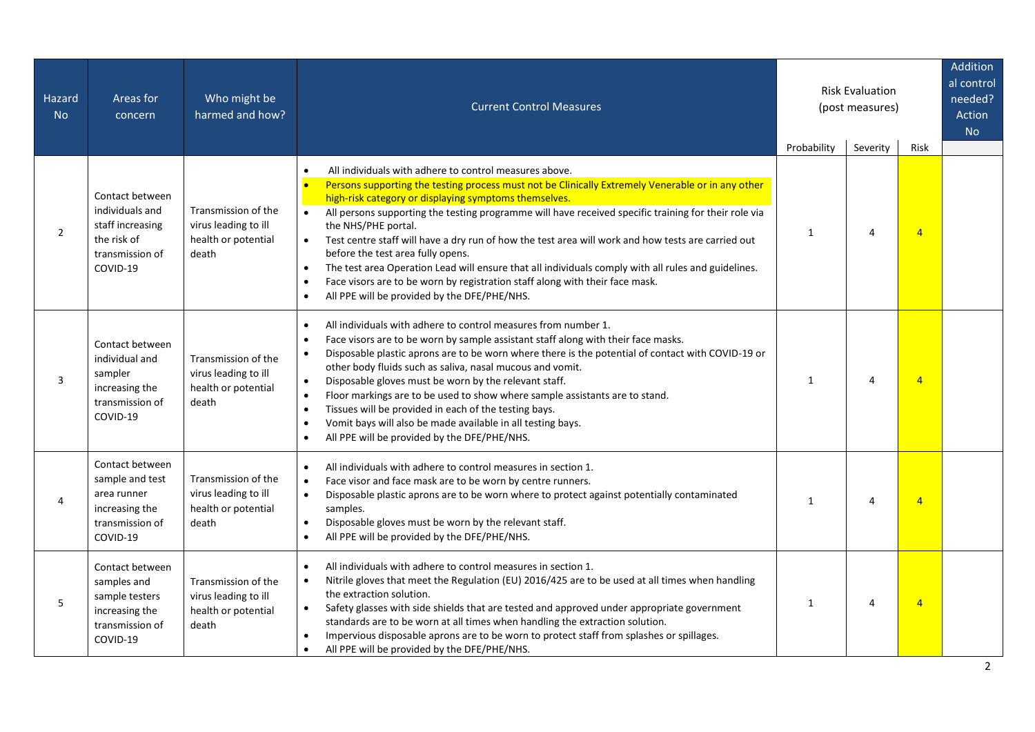| Hazard No | Areas for concern | Who might be harmed and how? | Current Control Measures | Risk Evaluation (post measures) | | | Additional control needed? Action No |
|---|---|---|---|---|---|---|---|
| | | | | Probability | Severity | Risk | |
| 2 | Contact between individuals and staff increasing the risk of transmission of COVID-19 | Transmission of the virus leading to ill health or potential death | • All individuals with adhere to control measures above.<br>• Persons supporting the testing process must not be Clinically Extremely Venerable or in any other high-risk category or displaying symptoms themselves.<br>• All persons supporting the testing programme will have received specific training for their role via the NHS/PHE portal.<br>• Test centre staff will have a dry run of how the test area will work and how tests are carried out before the test area fully opens.<br>• The test area Operation Lead will ensure that all individuals comply with all rules and guidelines.<br>• Face visors are to be worn by registration staff along with their face mask.<br>• All PPE will be provided by the DFE/PHE/NHS. | 1 | 4 | 4 | |
| 3 | Contact between individual and sampler increasing the transmission of COVID-19 | Transmission of the virus leading to ill health or potential death | • All individuals with adhere to control measures from number 1.<br>• Face visors are to be worn by sample assistant staff along with their face masks.<br>• Disposable plastic aprons are to be worn where there is the potential of contact with COVID-19 or other body fluids such as saliva, nasal mucous and vomit.<br>• Disposable gloves must be worn by the relevant staff.<br>• Floor markings are to be used to show where sample assistants are to stand.<br>• Tissues will be provided in each of the testing bays.<br>• Vomit bays will also be made available in all testing bays.<br>• All PPE will be provided by the DFE/PHE/NHS. | 1 | 4 | 4 | |
| 4 | Contact between sample and test area runner increasing the transmission of COVID-19 | Transmission of the virus leading to ill health or potential death | • All individuals with adhere to control measures in section 1.<br>• Face visor and face mask are to be worn by centre runners.<br>• Disposable plastic aprons are to be worn where to protect against potentially contaminated samples.<br>• Disposable gloves must be worn by the relevant staff.<br>• All PPE will be provided by the DFE/PHE/NHS. | 1 | 4 | 4 | |
| 5 | Contact between samples and sample testers increasing the transmission of COVID-19 | Transmission of the virus leading to ill health or potential death | • All individuals with adhere to control measures in section 1.<br>• Nitrile gloves that meet the Regulation (EU) 2016/425 are to be used at all times when handling the extraction solution.<br>• Safety glasses with side shields that are tested and approved under appropriate government standards are to be worn at all times when handling the extraction solution.<br>• Impervious disposable aprons are to be worn to protect staff from splashes or spillages.<br>• All PPE will be provided by the DFE/PHE/NHS. | 1 | 4 | 4 | |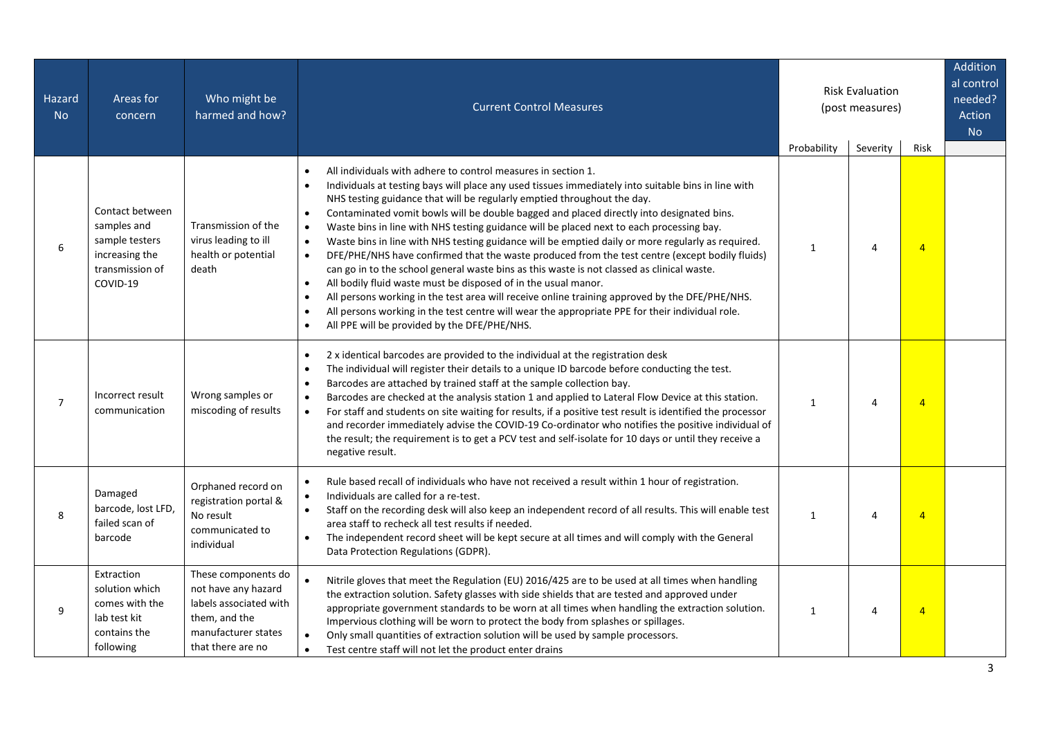| Hazard No | Areas for concern | Who might be harmed and how? | Current Control Measures | Risk Evaluation (post measures) | | | Additional control needed? Action No |
|---|---|---|---|---|---|---|---|
| | | | | Probability | Severity | Risk | |
| 6 | Contact between samples and sample testers increasing the transmission of COVID-19 | Transmission of the virus leading to ill health or potential death | • All individuals with adhere to control measures in section 1.<br>• Individuals at testing bays will place any used tissues immediately into suitable bins in line with NHS testing guidance that will be regularly emptied throughout the day.<br>• Contaminated vomit bowls will be double bagged and placed directly into designated bins.<br>• Waste bins in line with NHS testing guidance will be placed next to each processing bay.<br>• Waste bins in line with NHS testing guidance will be emptied daily or more regularly as required.<br>• DFE/PHE/NHS have confirmed that the waste produced from the test centre (except bodily fluids) can go in to the school general waste bins as this waste is not classed as clinical waste.<br>• All bodily fluid waste must be disposed of in the usual manor.<br>• All persons working in the test area will receive online training approved by the DFE/PHE/NHS.<br>• All persons working in the test centre will wear the appropriate PPE for their individual role.<br>• All PPE will be provided by the DFE/PHE/NHS. | 1 | 4 | 4 | |
| 7 | Incorrect result communication | Wrong samples or miscoding of results | • 2 x identical barcodes are provided to the individual at the registration desk<br>• The individual will register their details to a unique ID barcode before conducting the test.<br>• Barcodes are attached by trained staff at the sample collection bay.<br>• Barcodes are checked at the analysis station 1 and applied to Lateral Flow Device at this station.<br>• For staff and students on site waiting for results, if a positive test result is identified the processor and recorder immediately advise the COVID-19 Co-ordinator who notifies the positive individual of the result; the requirement is to get a PCV test and self-isolate for 10 days or until they receive a negative result. | 1 | 4 | 4 | |
| 8 | Damaged barcode, lost LFD, failed scan of barcode | Orphaned record on registration portal & No result communicated to individual | • Rule based recall of individuals who have not received a result within 1 hour of registration.<br>• Individuals are called for a re-test.<br>• Staff on the recording desk will also keep an independent record of all results. This will enable test area staff to recheck all test results if needed.<br>• The independent record sheet will be kept secure at all times and will comply with the General Data Protection Regulations (GDPR). | 1 | 4 | 4 | |
| 9 | Extraction solution which comes with the lab test kit contains the following | These components do not have any hazard labels associated with them, and the manufacturer states that there are no | • Nitrile gloves that meet the Regulation (EU) 2016/425 are to be used at all times when handling the extraction solution. Safety glasses with side shields that are tested and approved under appropriate government standards to be worn at all times when handling the extraction solution. Impervious clothing will be worn to protect the body from splashes or spillages.<br>• Only small quantities of extraction solution will be used by sample processors.<br>• Test centre staff will not let the product enter drains | 1 | 4 | 4 | |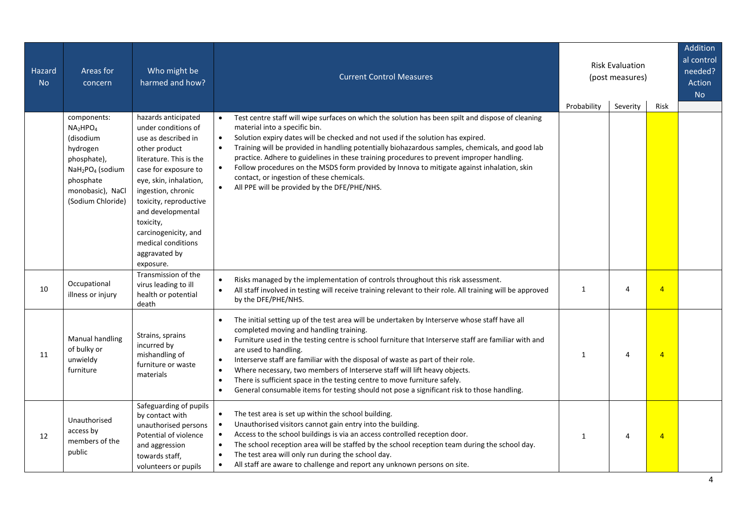| Hazard No | Areas for concern | Who might be harmed and how? | Current Control Measures | Risk Evaluation (post measures) | | | Additional control needed? Action No |
|---|---|---|---|---|---|---|---|
| | | | | Probability | Severity | Risk | |
| | components: $NA_2HPO_4$ (disodium hydrogen phosphate), $NaH_2PO_4$ (sodium phosphate monobasic), NaCl (Sodium Chloride) | hazards anticipated under conditions of use as described in other product literature. This is the case for exposure to eye, skin, inhalation, ingestion, chronic toxicity, reproductive and developmental toxicity, carcinogenicity, and medical conditions aggravated by exposure. | • Test centre staff will wipe surfaces on which the solution has been spilt and dispose of cleaning material into a specific bin.<br>• Solution expiry dates will be checked and not used if the solution has expired.<br>• Training will be provided in handling potentially biohazardous samples, chemicals, and good lab practice. Adhere to guidelines in these training procedures to prevent improper handling.<br>• Follow procedures on the MSDS form provided by Innova to mitigate against inhalation, skin contact, or ingestion of these chemicals.<br>• All PPE will be provided by the DFE/PHE/NHS. | | | | |
| 10 | Occupational illness or injury | Transmission of the virus leading to ill health or potential death | • Risks managed by the implementation of controls throughout this risk assessment.<br>• All staff involved in testing will receive training relevant to their role. All training will be approved by the DFE/PHE/NHS. | 1 | 4 | 4 | |
| 11 | Manual handling of bulky or unwieldy furniture | Strains, sprains incurred by mishandling of furniture or waste materials | • The initial setting up of the test area will be undertaken by Interserve whose staff have all completed moving and handling training.<br>• Furniture used in the testing centre is school furniture that Interserve staff are familiar with and are used to handling.<br>• Interserve staff are familiar with the disposal of waste as part of their role.<br>• Where necessary, two members of Interserve staff will lift heavy objects.<br>• There is sufficient space in the testing centre to move furniture safely.<br>• General consumable items for testing should not pose a significant risk to those handling. | 1 | 4 | 4 | |
| 12 | Unauthorised access by members of the public | Safeguarding of pupils by contact with unauthorised persons Potential of violence and aggression towards staff, volunteers or pupils | • The test area is set up within the school building.<br>• Unauthorised visitors cannot gain entry into the building.<br>• Access to the school buildings is via an access controlled reception door.<br>• The school reception area will be staffed by the school reception team during the school day.<br>• The test area will only run during the school day.<br>• All staff are aware to challenge and report any unknown persons on site. | 1 | 4 | 4 | |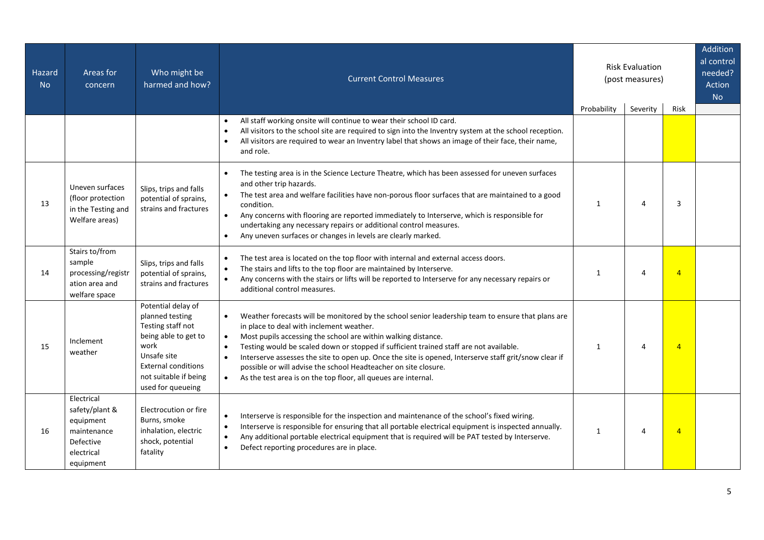| Hazard No | Areas for concern | Who might be harmed and how? | Current Control Measures | Risk Evaluation (post measures) | | | Additional control needed? Action No |
|---|---|---|---|---|---|---|---|
| | | | | Probability | Severity | Risk | |
| | | | • All staff working onsite will continue to wear their school ID card.<br>• All visitors to the school site are required to sign into the Inventry system at the school reception.<br>• All visitors are required to wear an Inventry label that shows an image of their face, their name, and role. | | | | |
| 13 | Uneven surfaces (floor protection in the Testing and Welfare areas) | Slips, trips and falls potential of sprains, strains and fractures | • The testing area is in the Science Lecture Theatre, which has been assessed for uneven surfaces and other trip hazards.<br>• The test area and welfare facilities have non-porous floor surfaces that are maintained to a good condition.<br>• Any concerns with flooring are reported immediately to Interserve, which is responsible for undertaking any necessary repairs or additional control measures.<br>• Any uneven surfaces or changes in levels are clearly marked. | 1 | 4 | 3 | |
| 14 | Stairs to/from sample processing/registration area and welfare space | Slips, trips and falls potential of sprains, strains and fractures | • The test area is located on the top floor with internal and external access doors.<br>• The stairs and lifts to the top floor are maintained by Interserve.<br>• Any concerns with the stairs or lifts will be reported to Interserve for any necessary repairs or additional control measures. | 1 | 4 | 4 | |
| 15 | Inclement weather | Potential delay of planned testing<br>Testing staff not being able to get to work<br>Unsafe site<br>External conditions not suitable if being used for queueing | • Weather forecasts will be monitored by the school senior leadership team to ensure that plans are in place to deal with inclement weather.<br>• Most pupils accessing the school are within walking distance.<br>• Testing would be scaled down or stopped if sufficient trained staff are not available.<br>• Interserve assesses the site to open up. Once the site is opened, Interserve staff grit/snow clear if possible or will advise the school Headteacher on site closure.<br>• As the test area is on the top floor, all queues are internal. | 1 | 4 | 4 | |
| 16 | Electrical safety/plant & equipment maintenance<br>Defective electrical equipment | Electrocution or fire<br>Burns, smoke inhalation, electric shock, potential fatality | • Interserve is responsible for the inspection and maintenance of the school's fixed wiring.<br>• Interserve is responsible for ensuring that all portable electrical equipment is inspected annually.<br>• Any additional portable electrical equipment that is required will be PAT tested by Interserve.<br>• Defect reporting procedures are in place. | 1 | 4 | 4 | |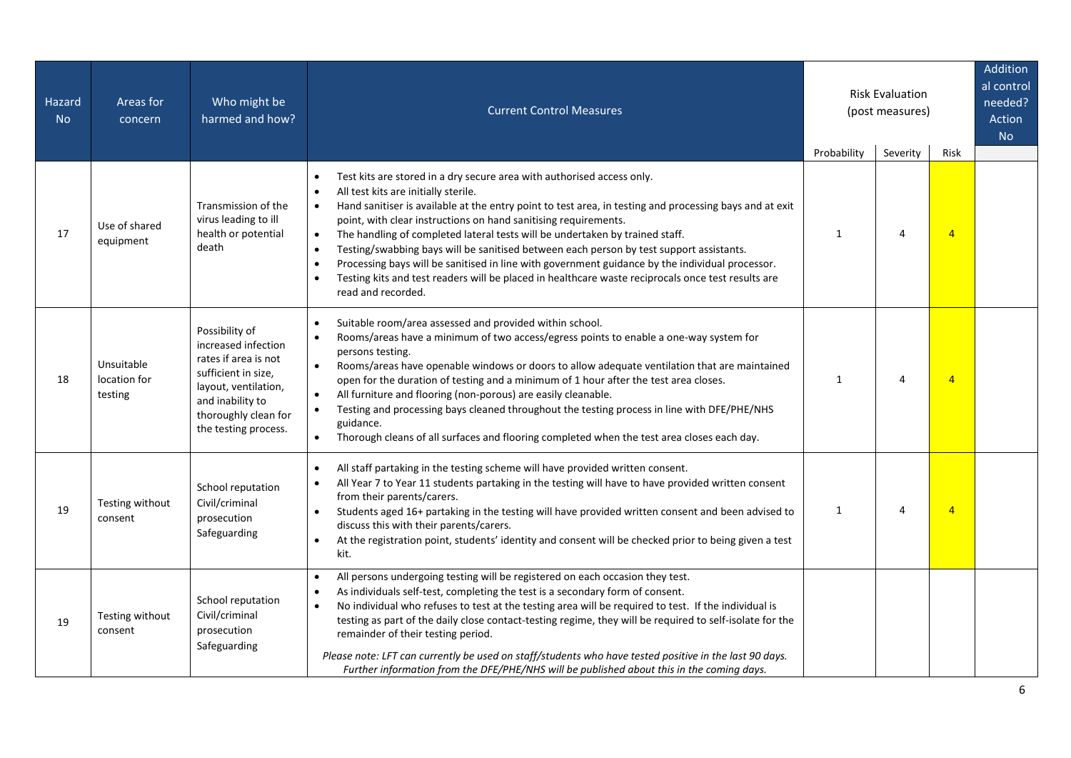| Hazard No | Areas for concern | Who might be harmed and how? | Current Control Measures | Risk Evaluation (post measures) | | | Additional control needed? Action No |
|---|---|---|---|---|---|---|---|
| | | | | Probability | Severity | Risk | |
| 17 | Use of shared equipment | Transmission of the virus leading to ill health or potential death | • Test kits are stored in a dry secure area with authorised access only.<br>• All test kits are initially sterile.<br>• Hand sanitiser is available at the entry point to test area, in testing and processing bays and at exit point, with clear instructions on hand sanitising requirements.<br>• The handling of completed lateral tests will be undertaken by trained staff.<br>• Testing/swabbing bays will be sanitised between each person by test support assistants.<br>• Processing bays will be sanitised in line with government guidance by the individual processor.<br>• Testing kits and test readers will be placed in healthcare waste reciprocals once test results are read and recorded. | 1 | 4 | 4 | |
| 18 | Unsuitable location for testing | Possibility of increased infection rates if area is not sufficient in size, layout, ventilation, and inability to thoroughly clean for the testing process. | • Suitable room/area assessed and provided within school.<br>• Rooms/areas have a minimum of two access/egress points to enable a one-way system for persons testing.<br>• Rooms/areas have openable windows or doors to allow adequate ventilation that are maintained open for the duration of testing and a minimum of 1 hour after the test area closes.<br>• All furniture and flooring (non-porous) are easily cleanable.<br>• Testing and processing bays cleaned throughout the testing process in line with DFE/PHE/NHS guidance.<br>• Thorough cleans of all surfaces and flooring completed when the test area closes each day. | 1 | 4 | 4 | |
| 19 | Testing without consent | School reputation<br>Civil/criminal prosecution<br>Safeguarding | • All staff partaking in the testing scheme will have provided written consent.<br>• All Year 7 to Year 11 students partaking in the testing will have to have provided written consent from their parents/carers.<br>• Students aged 16+ partaking in the testing will have provided written consent and been advised to discuss this with their parents/carers.<br>• At the registration point, students' identity and consent will be checked prior to being given a test kit. | 1 | 4 | 4 | |
| 19 | Testing without consent | School reputation<br>Civil/criminal prosecution<br>Safeguarding | • All persons undergoing testing will be registered on each occasion they test.<br>• As individuals self-test, completing the test is a secondary form of consent.<br>• No individual who refuses to test at the testing area will be required to test. If the individual is testing as part of the daily close contact-testing regime, they will be required to self-isolate for the remainder of their testing period.<br><br>*Please note: LFT can currently be used on staff/students who have tested positive in the last 90 days. Further information from the DFE/PHE/NHS will be published about this in the coming days.* | | | | |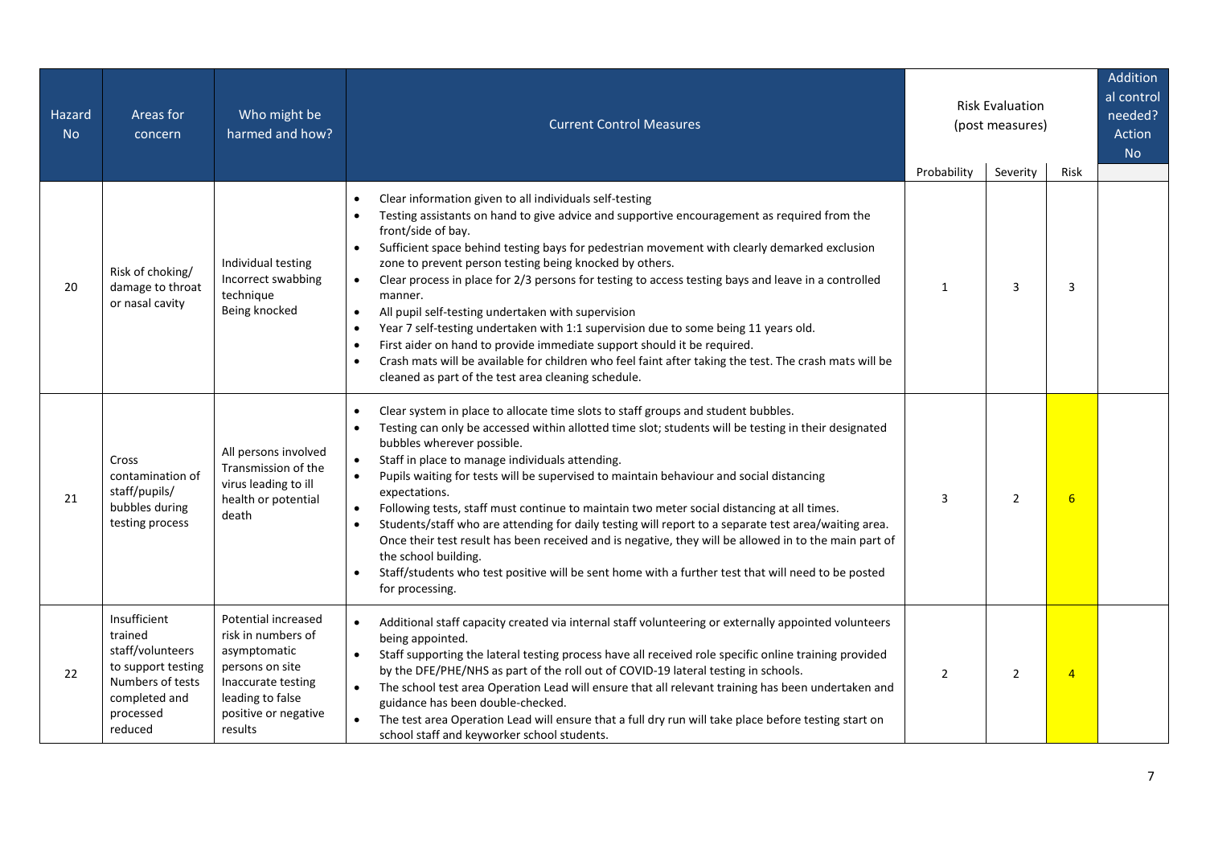| Hazard No | Areas for concern | Who might be harmed and how? | Current Control Measures | Risk Evaluation (post measures) | | | Additional control needed? Action No |
|---|---|---|---|---|---|---|---|
| | | | | Probability | Severity | Risk | |
| 20 | Risk of choking/ damage to throat or nasal cavity | Individual testing Incorrect swabbing technique Being knocked | • Clear information given to all individuals self-testing<br>• Testing assistants on hand to give advice and supportive encouragement as required from the front/side of bay.<br>• Sufficient space behind testing bays for pedestrian movement with clearly demarked exclusion zone to prevent person testing being knocked by others.<br>• Clear process in place for 2/3 persons for testing to access testing bays and leave in a controlled manner.<br>• All pupil self-testing undertaken with supervision<br>• Year 7 self-testing undertaken with 1:1 supervision due to some being 11 years old.<br>• First aider on hand to provide immediate support should it be required.<br>• Crash mats will be available for children who feel faint after taking the test. The crash mats will be cleaned as part of the test area cleaning schedule. | 1 | 3 | 3 | |
| 21 | Cross contamination of staff/pupils/ bubbles during testing process | All persons involved Transmission of the virus leading to ill health or potential death | • Clear system in place to allocate time slots to staff groups and student bubbles.<br>• Testing can only be accessed within allotted time slot; students will be testing in their designated bubbles wherever possible.<br>• Staff in place to manage individuals attending.<br>• Pupils waiting for tests will be supervised to maintain behaviour and social distancing expectations.<br>• Following tests, staff must continue to maintain two meter social distancing at all times.<br>• Students/staff who are attending for daily testing will report to a separate test area/waiting area. Once their test result has been received and is negative, they will be allowed in to the main part of the school building.<br>• Staff/students who test positive will be sent home with a further test that will need to be posted for processing. | 3 | 2 | 6 | |
| 22 | Insufficient trained staff/volunteers to support testing Numbers of tests completed and processed reduced | Potential increased risk in numbers of asymptomatic persons on site Inaccurate testing leading to false positive or negative results | • Additional staff capacity created via internal staff volunteering or externally appointed volunteers being appointed.<br>• Staff supporting the lateral testing process have all received role specific online training provided by the DFE/PHE/NHS as part of the roll out of COVID-19 lateral testing in schools.<br>• The school test area Operation Lead will ensure that all relevant training has been undertaken and guidance has been double-checked.<br>• The test area Operation Lead will ensure that a full dry run will take place before testing start on school staff and keyworker school students. | 2 | 2 | 4 | |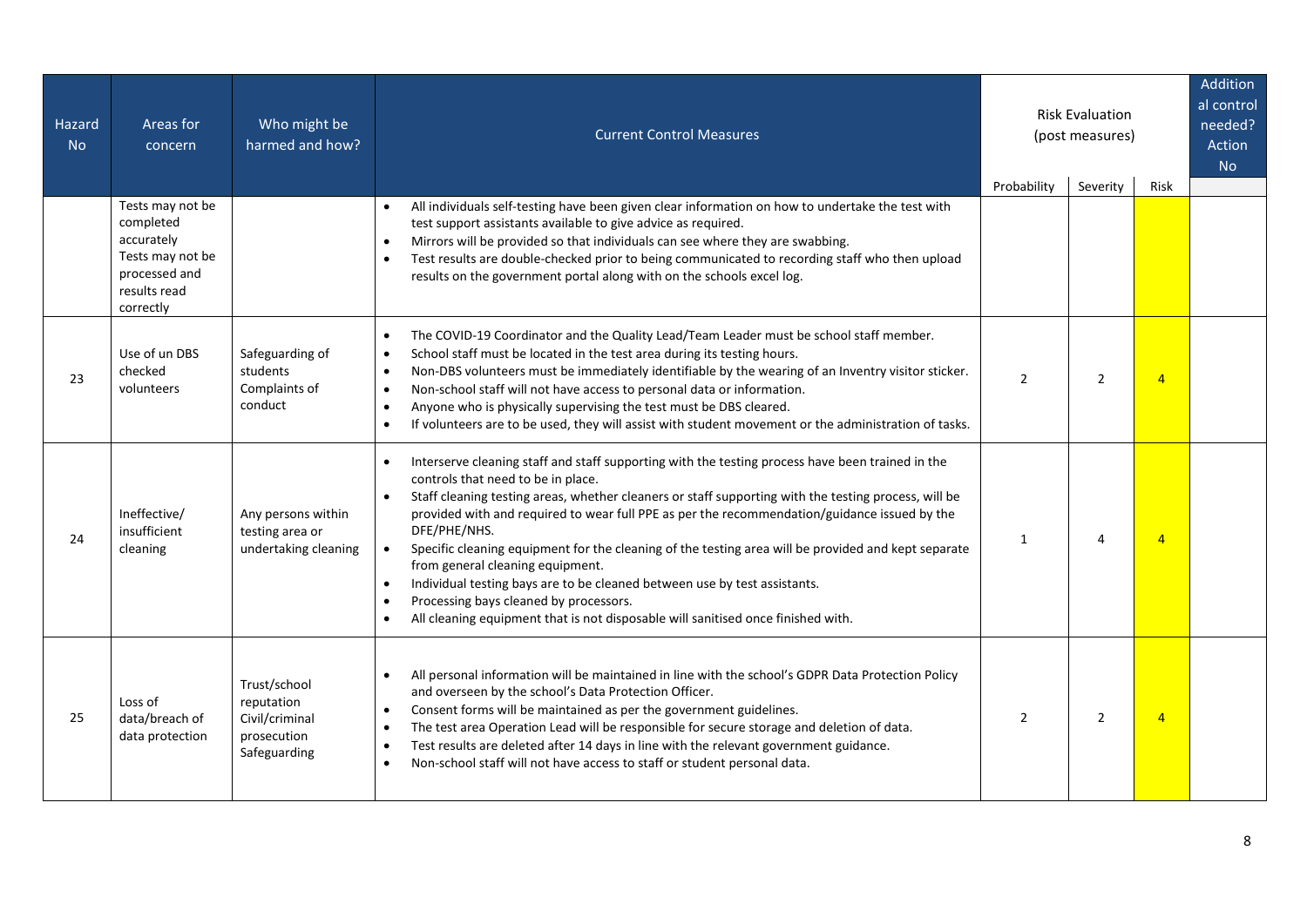| Hazard No | Areas for concern | Who might be harmed and how? | Current Control Measures | Risk Evaluation (post measures) | | | Additional control needed? Action No |
|---|---|---|---|---|---|---|---|
| | | | | Probability | Severity | Risk | |
| | Tests may not be completed accurately Tests may not be processed and results read correctly | | • All individuals self-testing have been given clear information on how to undertake the test with test support assistants available to give advice as required.<br>• Mirrors will be provided so that individuals can see where they are swabbing.<br>• Test results are double-checked prior to being communicated to recording staff who then upload results on the government portal along with on the schools excel log. | | | | |
| 23 | Use of un DBS checked volunteers | Safeguarding of students Complaints of conduct | • The COVID-19 Coordinator and the Quality Lead/Team Leader must be school staff member.<br>• School staff must be located in the test area during its testing hours.<br>• Non-DBS volunteers must be immediately identifiable by the wearing of an Inventry visitor sticker.<br>• Non-school staff will not have access to personal data or information.<br>• Anyone who is physically supervising the test must be DBS cleared.<br>• If volunteers are to be used, they will assist with student movement or the administration of tasks. | 2 | 2 | 4 | |
| 24 | Ineffective/ insufficient cleaning | Any persons within testing area or undertaking cleaning | • Interserve cleaning staff and staff supporting with the testing process have been trained in the controls that need to be in place.<br>• Staff cleaning testing areas, whether cleaners or staff supporting with the testing process, will be provided with and required to wear full PPE as per the recommendation/guidance issued by the DFE/PHE/NHS.<br>• Specific cleaning equipment for the cleaning of the testing area will be provided and kept separate from general cleaning equipment.<br>• Individual testing bays are to be cleaned between use by test assistants.<br>• Processing bays cleaned by processors.<br>• All cleaning equipment that is not disposable will sanitised once finished with. | 1 | 4 | 4 | |
| 25 | Loss of data/breach of data protection | Trust/school reputation Civil/criminal prosecution Safeguarding | • All personal information will be maintained in line with the school's GDPR Data Protection Policy and overseen by the school's Data Protection Officer.<br>• Consent forms will be maintained as per the government guidelines.<br>• The test area Operation Lead will be responsible for secure storage and deletion of data.<br>• Test results are deleted after 14 days in line with the relevant government guidance.<br>• Non-school staff will not have access to staff or student personal data. | 2 | 2 | 4 | |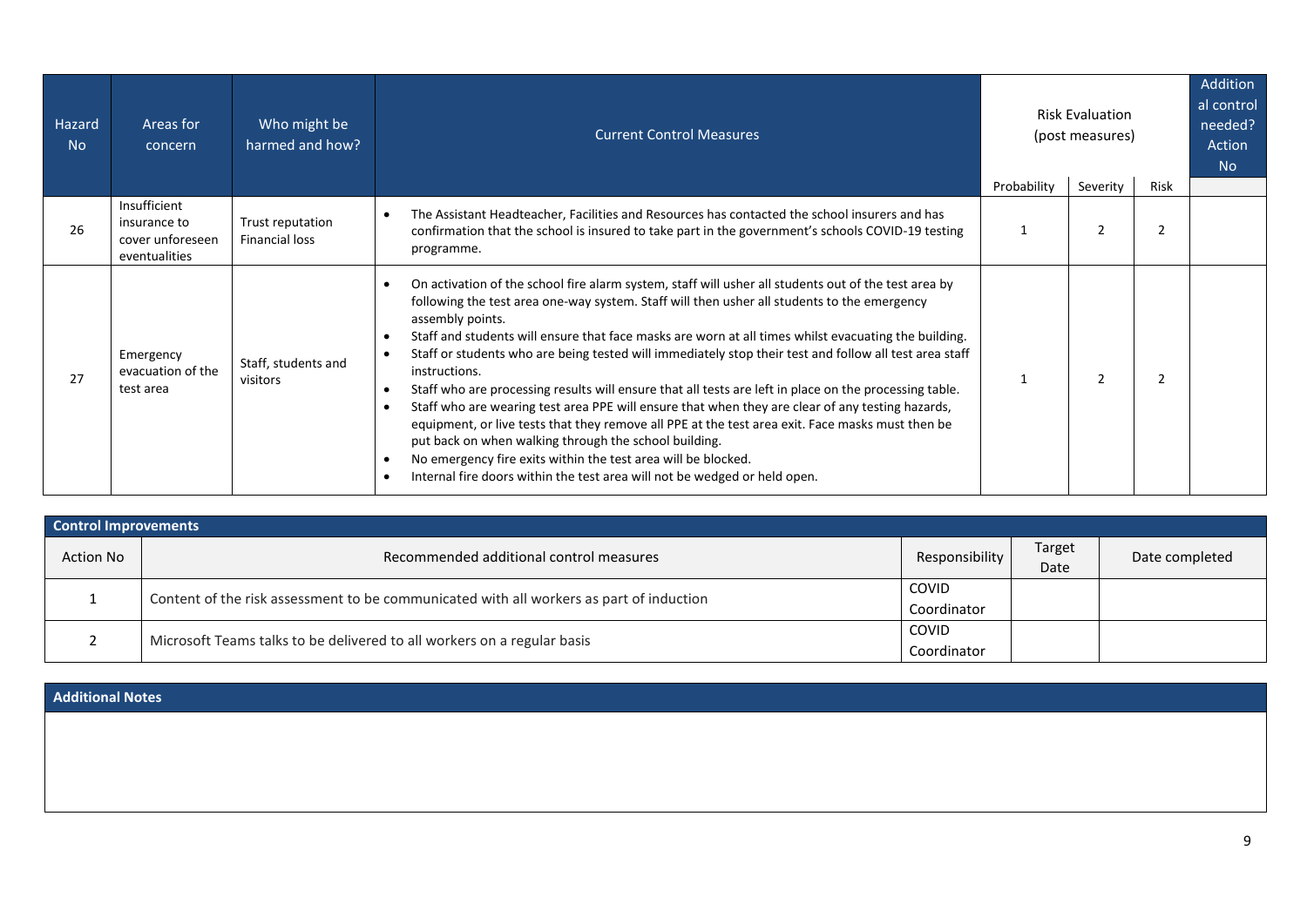| Hazard No | Areas for concern | Who might be harmed and how? | Current Control Measures | Risk Evaluation (post measures) | | | Additional control needed? Action No |
|---|---|---|---|---|---|---|---|
| | | | | Probability | Severity | Risk | |
| 26 | Insufficient insurance to cover unforeseen eventualities | Trust reputation<br>Financial loss | • The Assistant Headteacher, Facilities and Resources has contacted the school insurers and has confirmation that the school is insured to take part in the government's schools COVID-19 testing programme. | 1 | 2 | 2 | |
| 27 | Emergency evacuation of the test area | Staff, students and visitors | • On activation of the school fire alarm system, staff will usher all students out of the test area by following the test area one-way system. Staff will then usher all students to the emergency assembly points.<br>• Staff and students will ensure that face masks are worn at all times whilst evacuating the building.<br>• Staff or students who are being tested will immediately stop their test and follow all test area staff instructions.<br>• Staff who are processing results will ensure that all tests are left in place on the processing table.<br>• Staff who are wearing test area PPE will ensure that when they are clear of any testing hazards, equipment, or live tests that they remove all PPE at the test area exit. Face masks must then be put back on when walking through the school building.<br>• No emergency fire exits within the test area will be blocked.<br>• Internal fire doors within the test area will not be wedged or held open. | 1 | 2 | 2 | |

**Control Improvements**

| Action No | Recommended additional control measures | Responsibility | Target Date | Date completed |
|---|---|---|---|---|
| 1 | Content of the risk assessment to be communicated with all workers as part of induction | COVID Coordinator | | |
| 2 | Microsoft Teams talks to be delivered to all workers on a regular basis | COVID Coordinator | | |

**Additional Notes**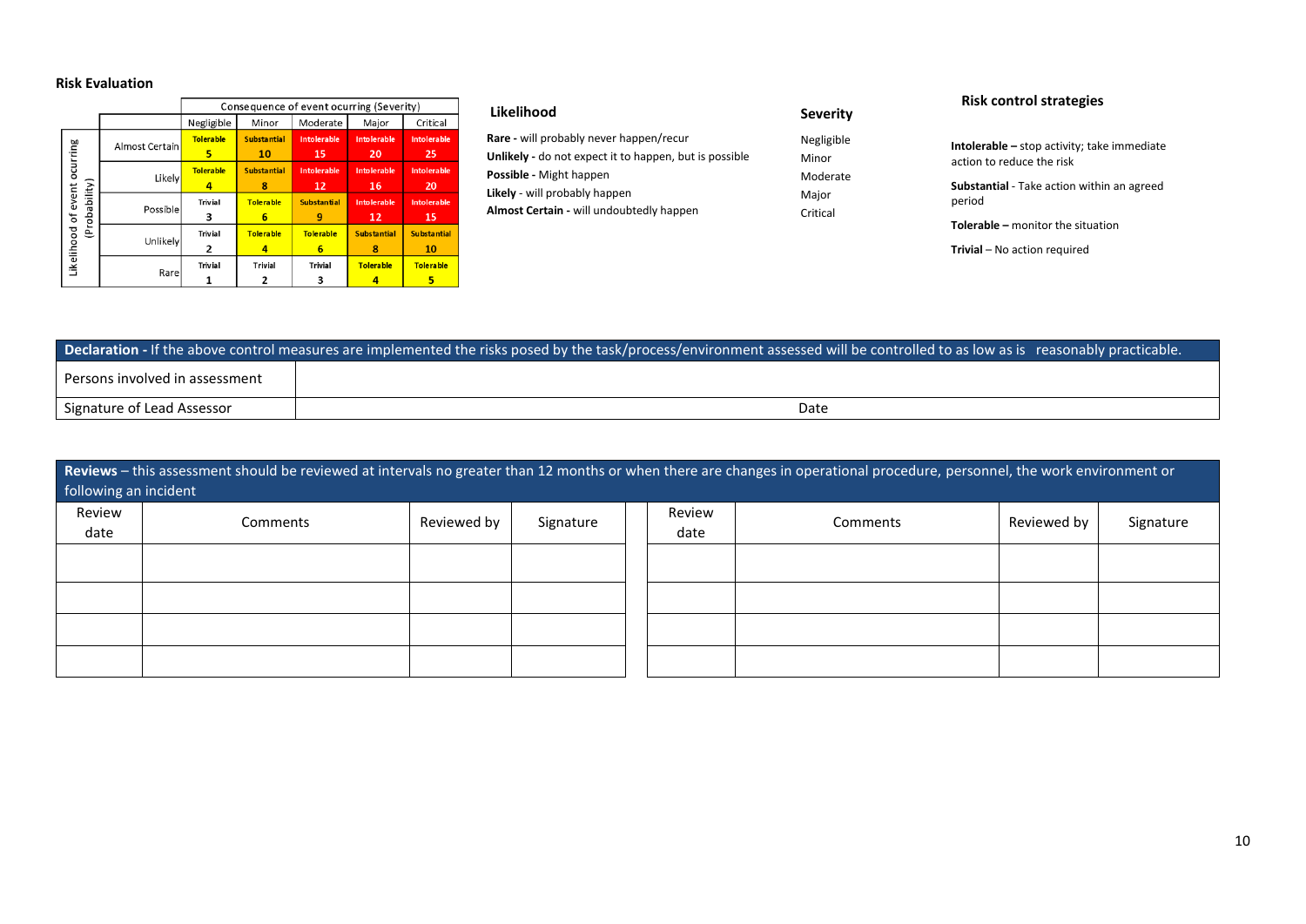**Risk Evaluation**

| | | Consequence of event ocurring (Severity) | | | | |
|---|---|---|---|---|---|---|
| | | Negligible | Minor | Moderate | Major | Critical |
| Likelihood of event ocurring (Probability) | Almost Certain | Tolerable 5 | Substantial 10 | Intolerable 15 | Intolerable 20 | Intolerable 25 |
| | Likely | Tolerable 4 | Substantial 8 | Intolerable 12 | Intolerable 16 | Intolerable 20 |
| | Possible | Trivial 3 | Tolerable 6 | Substantial 9 | Intolerable 12 | Intolerable 15 |
| | Unlikely | Trivial 2 | Tolerable 4 | Tolerable 6 | Substantial 8 | Substantial 10 |
| | Rare | Trivial 1 | Trivial 2 | Trivial 3 | Tolerable 4 | Tolerable 5 |

**Likelihood**

**Rare -** will probably never happen/recur
**Unlikely -** do not expect it to happen, but is possible
**Possible -** Might happen
**Likely -** will probably happen
**Almost Certain -** will undoubtedly happen

**Severity**

Negligible
Minor
Moderate
Major
Critical

**Risk control strategies**

**Intolerable –** stop activity; take immediate action to reduce the risk

**Substantial -** Take action within an agreed period

**Tolerable –** monitor the situation

**Trivial –** No action required

| **Declaration -** If the above control measures are implemented the risks posed by the task/process/environment assessed will be controlled to as low as is reasonably practicable. | |
|---|---|
| Persons involved in assessment | |
| Signature of Lead Assessor | Date |

**Reviews** – this assessment should be reviewed at intervals no greater than 12 months or when there are changes in operational procedure, personnel, the work environment or following an incident

| Review date | Comments | Reviewed by | Signature | Review date | Comments | Reviewed by | Signature |
|---|---|---|---|---|---|---|---|
| | | | | | | | |
| | | | | | | | |
| | | | | | | | |
| | | | | | | | |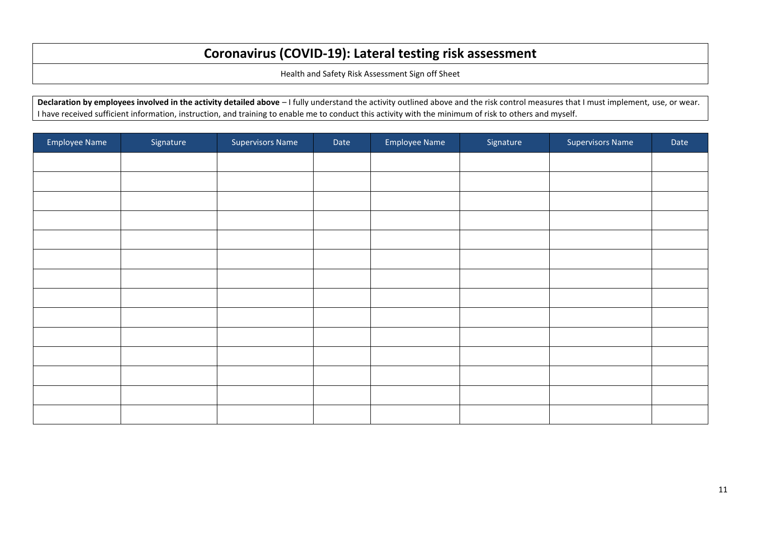# Coronavirus (COVID-19): Lateral testing risk assessment

Health and Safety Risk Assessment Sign off Sheet

**Declaration by employees involved in the activity detailed above** – I fully understand the activity outlined above and the risk control measures that I must implement, use, or wear. I have received sufficient information, instruction, and training to enable me to conduct this activity with the minimum of risk to others and myself.

| Employee Name | Signature | Supervisors Name | Date | Employee Name | Signature | Supervisors Name | Date |
|---|---|---|---|---|---|---|---|
| | | | | | | | |
| | | | | | | | |
| | | | | | | | |
| | | | | | | | |
| | | | | | | | |
| | | | | | | | |
| | | | | | | | |
| | | | | | | | |
| | | | | | | | |
| | | | | | | | |
| | | | | | | | |
| | | | | | | | |
| | | | | | | | |
| | | | | | | | |